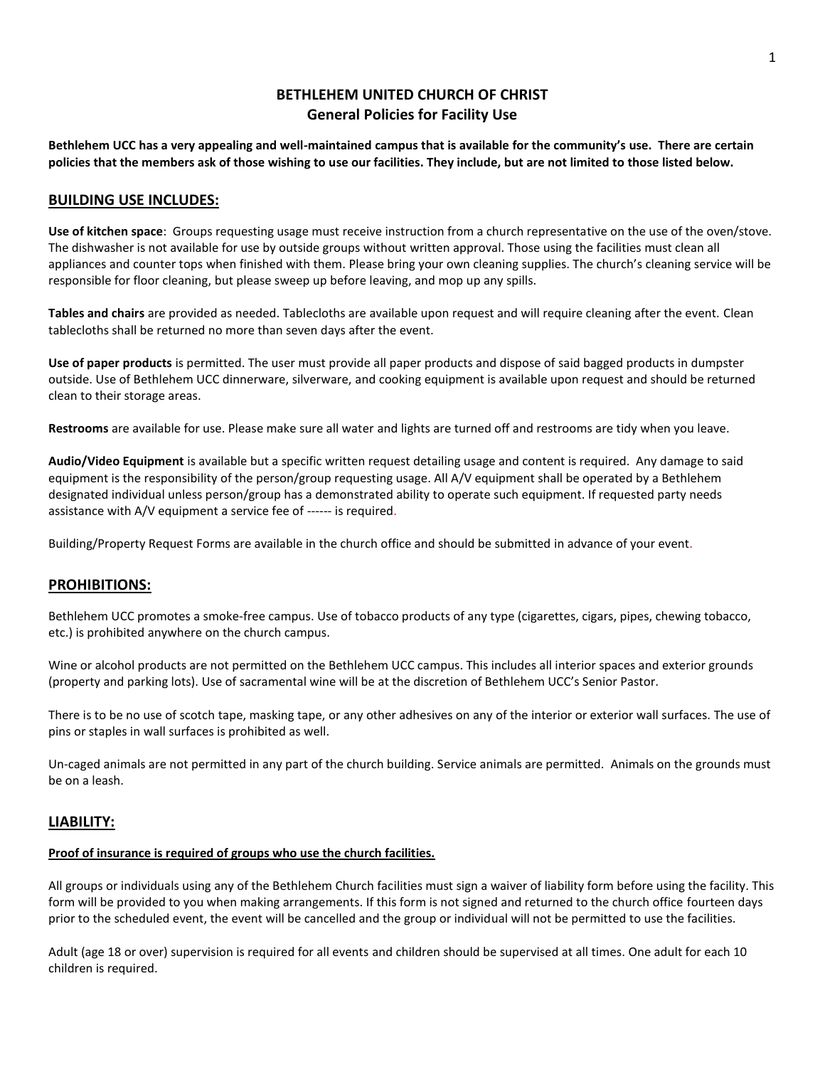# BETHLEHEM UNITED CHURCH OF CHRIST
## General Policies for Facility Use

**Bethlehem UCC has a very appealing and well-maintained campus that is available for the community's use. There are certain policies that the members ask of those wishing to use our facilities. They include, but are not limited to those listed below.**

## BUILDING USE INCLUDES:

**Use of kitchen space**: Groups requesting usage must receive instruction from a church representative on the use of the oven/stove. The dishwasher is not available for use by outside groups without written approval. Those using the facilities must clean all appliances and counter tops when finished with them. Please bring your own cleaning supplies. The church's cleaning service will be responsible for floor cleaning, but please sweep up before leaving, and mop up any spills.

**Tables and chairs** are provided as needed. Tablecloths are available upon request and will require cleaning after the event. Clean tablecloths shall be returned no more than seven days after the event.

**Use of paper products** is permitted. The user must provide all paper products and dispose of said bagged products in dumpster outside. Use of Bethlehem UCC dinnerware, silverware, and cooking equipment is available upon request and should be returned clean to their storage areas.

**Restrooms** are available for use. Please make sure all water and lights are turned off and restrooms are tidy when you leave.

**Audio/Video Equipment** is available but a specific written request detailing usage and content is required. Any damage to said equipment is the responsibility of the person/group requesting usage. All A/V equipment shall be operated by a Bethlehem designated individual unless person/group has a demonstrated ability to operate such equipment. If requested party needs assistance with A/V equipment a service fee of ------ is required.

Building/Property Request Forms are available in the church office and should be submitted in advance of your event.

## PROHIBITIONS:

Bethlehem UCC promotes a smoke-free campus. Use of tobacco products of any type (cigarettes, cigars, pipes, chewing tobacco, etc.) is prohibited anywhere on the church campus.

Wine or alcohol products are not permitted on the Bethlehem UCC campus. This includes all interior spaces and exterior grounds (property and parking lots). Use of sacramental wine will be at the discretion of Bethlehem UCC's Senior Pastor.

There is to be no use of scotch tape, masking tape, or any other adhesives on any of the interior or exterior wall surfaces. The use of pins or staples in wall surfaces is prohibited as well.

Un-caged animals are not permitted in any part of the church building. Service animals are permitted. Animals on the grounds must be on a leash.

## LIABILITY:

**Proof of insurance is required of groups who use the church facilities.**

All groups or individuals using any of the Bethlehem Church facilities must sign a waiver of liability form before using the facility. This form will be provided to you when making arrangements. If this form is not signed and returned to the church office fourteen days prior to the scheduled event, the event will be cancelled and the group or individual will not be permitted to use the facilities.

Adult (age 18 or over) supervision is required for all events and children should be supervised at all times. One adult for each 10 children is required.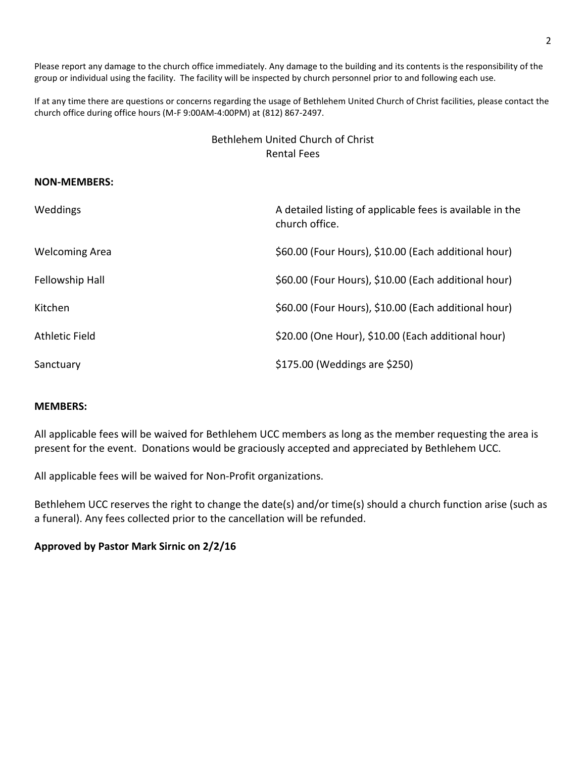Please report any damage to the church office immediately. Any damage to the building and its contents is the responsibility of the group or individual using the facility. The facility will be inspected by church personnel prior to and following each use.

If at any time there are questions or concerns regarding the usage of Bethlehem United Church of Christ facilities, please contact the church office during office hours (M-F 9:00AM-4:00PM) at (812) 867-2497.

## Bethlehem United Church of Christ
## Rental Fees

**NON-MEMBERS:**

| | |
|---|---|
| Weddings | A detailed listing of applicable fees is available in the church office. |
| Welcoming Area | $60.00 (Four Hours), $10.00 (Each additional hour) |
| Fellowship Hall | $60.00 (Four Hours), $10.00 (Each additional hour) |
| Kitchen | $60.00 (Four Hours), $10.00 (Each additional hour) |
| Athletic Field | $20.00 (One Hour), $10.00 (Each additional hour) |
| Sanctuary | $175.00 (Weddings are $250) |

**MEMBERS:**

All applicable fees will be waived for Bethlehem UCC members as long as the member requesting the area is present for the event. Donations would be graciously accepted and appreciated by Bethlehem UCC.

All applicable fees will be waived for Non-Profit organizations.

Bethlehem UCC reserves the right to change the date(s) and/or time(s) should a church function arise (such as a funeral). Any fees collected prior to the cancellation will be refunded.

**Approved by Pastor Mark Sirnic on 2/2/16**